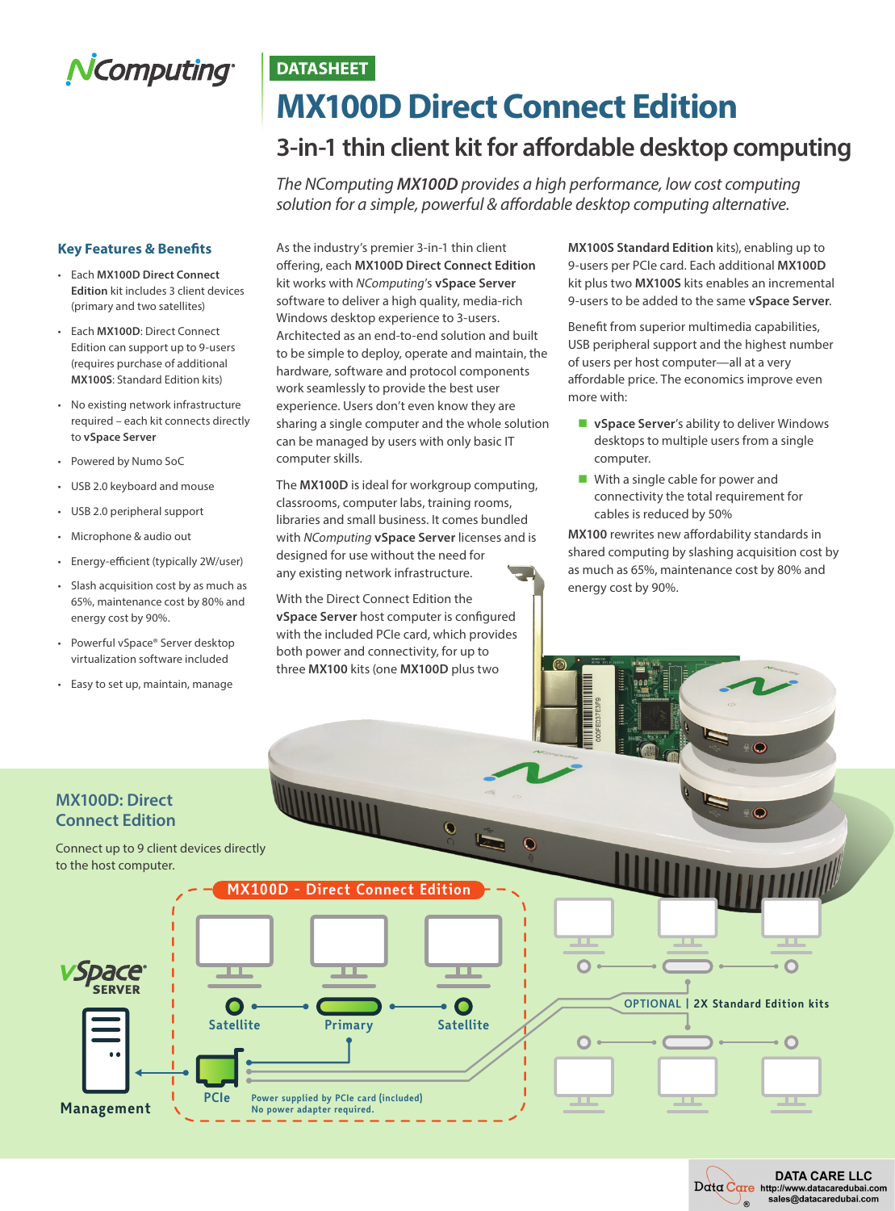NComputing

DATASHEET

# MX100D Direct Connect Edition

## 3-in-1 thin client kit for affordable desktop computing

*The NComputing **MX100D** provides a high performance, low cost computing solution for a simple, powerful & affordable desktop computing alternative.*

### Key Features & Benefits

- Each **MX100D Direct Connect Edition** kit includes 3 client devices (primary and two satellites)
- Each **MX100D**: Direct Connect Edition can support up to 9-users (requires purchase of additional **MX100S**: Standard Edition kits)
- No existing network infrastructure required – each kit connects directly to **vSpace Server**
- Powered by Numo SoC
- USB 2.0 keyboard and mouse
- USB 2.0 peripheral support
- Microphone & audio out
- Energy-efficient (typically 2W/user)
- Slash acquisition cost by as much as 65%, maintenance cost by 80% and energy cost by 90%.
- Powerful vSpace® Server desktop virtualization software included
- Easy to set up, maintain, manage

As the industry's premier 3-in-1 thin client offering, each **MX100D Direct Connect Edition** kit works with *NComputing*'s **vSpace Server** software to deliver a high quality, media-rich Windows desktop experience to 3-users. Architected as an end-to-end solution and built to be simple to deploy, operate and maintain, the hardware, software and protocol components work seamlessly to provide the best user experience. Users don't even know they are sharing a single computer and the whole solution can be managed by users with only basic IT computer skills.

The **MX100D** is ideal for workgroup computing, classrooms, computer labs, training rooms, libraries and small business. It comes bundled with *NComputing* **vSpace Server** licenses and is designed for use without the need for any existing network infrastructure.

With the Direct Connect Edition the **vSpace Server** host computer is configured with the included PCIe card, which provides both power and connectivity, for up to three **MX100** kits (one **MX100D** plus two **MX100S Standard Edition** kits), enabling up to 9-users per PCIe card. Each additional **MX100D** kit plus two **MX100S** kits enables an incremental 9-users to be added to the same **vSpace Server**.

Benefit from superior multimedia capabilities, USB peripheral support and the highest number of users per host computer—all at a very affordable price. The economics improve even more with:

- **vSpace Server**'s ability to deliver Windows desktops to multiple users from a single computer.
- With a single cable for power and connectivity the total requirement for cables is reduced by 50%

**MX100** rewrites new affordability standards in shared computing by slashing acquisition cost by as much as 65%, maintenance cost by 80% and energy cost by 90%.

### MX100D: Direct Connect Edition

Connect up to 9 client devices directly to the host computer.

MX100D - Direct Connect Edition

vSpace SERVER

Management

Satellite | Primary | Satellite

PCIe

Power supplied by PCIe card (included)
No power adapter required.

OPTIONAL | 2X Standard Edition kits

DATA CARE LLC
http://www.datacaredubai.com
sales@datacaredubai.com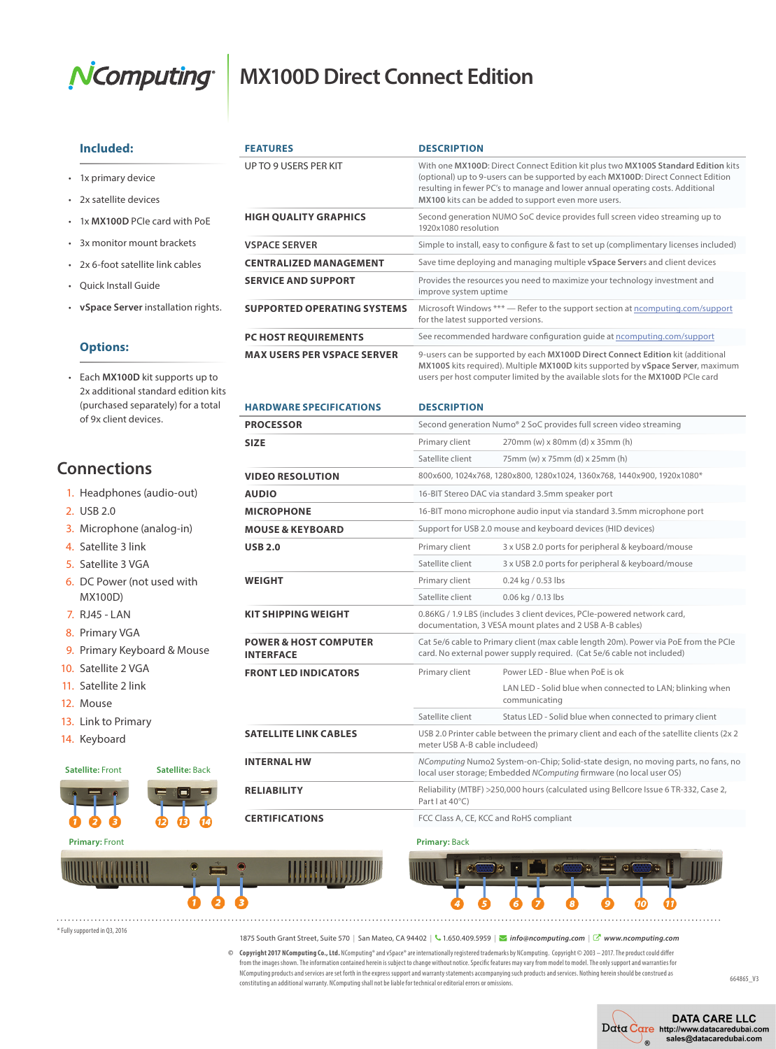# NComputing MX100D Direct Connect Edition

## Included:

- 1x primary device
- 2x satellite devices
- 1x **MX100D** PCIe card with PoE
- 3x monitor mount brackets
- 2x 6-foot satellite link cables
- Quick Install Guide
- **vSpace Server** installation rights.

## Options:

- Each **MX100D** kit supports up to 2x additional standard edition kits (purchased separately) for a total of 9x client devices.

## Connections

1. Headphones (audio-out)
2. USB 2.0
3. Microphone (analog-in)
4. Satellite 3 link
5. Satellite 3 VGA
6. DC Power (not used with MX100D)
7. RJ45 - LAN
8. Primary VGA
9. Primary Keyboard & Mouse
10. Satellite 2 VGA
11. Satellite 2 link
12. Mouse
13. Link to Primary
14. Keyboard

**Satellite:** Front — 1 2 3

**Satellite:** Back — 12 13 14

**Primary:** Front — 1 2 3

**Primary:** Back — 4 5 6 7 8 9 10 11

| FEATURES | DESCRIPTION |
|---|---|
| UP TO 9 USERS PER KIT | With one **MX100D**: Direct Connect Edition kit plus two **MX100S Standard Edition** kits (optional) up to 9-users can be supported by each **MX100D**: Direct Connect Edition resulting in fewer PC's to manage and lower annual operating costs. Additional **MX100** kits can be added to support even more users. |
| HIGH QUALITY GRAPHICS | Second generation NUMO SoC device provides full screen video streaming up to 1920x1080 resolution |
| VSPACE SERVER | Simple to install, easy to configure & fast to set up (complimentary licenses included) |
| CENTRALIZED MANAGEMENT | Save time deploying and managing multiple **vSpace Server**s and client devices |
| SERVICE AND SUPPORT | Provides the resources you need to maximize your technology investment and improve system uptime |
| SUPPORTED OPERATING SYSTEMS | Microsoft Windows *** — Refer to the support section at ncomputing.com/support for the latest supported versions. |
| PC HOST REQUIREMENTS | See recommended hardware configuration guide at ncomputing.com/support |
| MAX USERS PER VSPACE SERVER | 9-users can be supported by each **MX100D Direct Connect Edition** kit (additional **MX100S** kits required). Multiple **MX100D** kits supported by **vSpace Server**, maximum users per host computer limited by the available slots for the **MX100D** PCIe card |

| HARDWARE SPECIFICATIONS | DESCRIPTION | |
|---|---|---|
| PROCESSOR | Second generation Numo® 2 SoC provides full screen video streaming | |
| SIZE | Primary client | 270mm (w) x 80mm (d) x 35mm (h) |
| | Satellite client | 75mm (w) x 75mm (d) x 25mm (h) |
| VIDEO RESOLUTION | 800x600, 1024x768, 1280x800, 1280x1024, 1360x768, 1440x900, 1920x1080* | |
| AUDIO | 16-BIT Stereo DAC via standard 3.5mm speaker port | |
| MICROPHONE | 16-BIT mono microphone audio input via standard 3.5mm microphone port | |
| MOUSE & KEYBOARD | Support for USB 2.0 mouse and keyboard devices (HID devices) | |
| USB 2.0 | Primary client | 3 x USB 2.0 ports for peripheral & keyboard/mouse |
| | Satellite client | 3 x USB 2.0 ports for peripheral & keyboard/mouse |
| WEIGHT | Primary client | 0.24 kg / 0.53 lbs |
| | Satellite client | 0.06 kg / 0.13 lbs |
| KIT SHIPPING WEIGHT | 0.86KG / 1.9 LBS (includes 3 client devices, PCIe-powered network card, documentation, 3 VESA mount plates and 2 USB A-B cables) | |
| POWER & HOST COMPUTER INTERFACE | Cat 5e/6 cable to Primary client (max cable length 20m). Power via PoE from the PCIe card. No external power supply required. (Cat 5e/6 cable not included) | |
| FRONT LED INDICATORS | Primary client | Power LED - Blue when PoE is ok |
| | | LAN LED - Solid blue when connected to LAN; blinking when communicating |
| | Satellite client | Status LED - Solid blue when connected to primary client |
| SATELLITE LINK CABLES | USB 2.0 Printer cable between the primary client and each of the satellite clients (2x 2 meter USB A-B cable incluceed) | |
| INTERNAL HW | *NComputing* Numo2 System-on-Chip; Solid-state design, no moving parts, no fans, no local user storage; Embedded *NComputing* firmware (no local user OS) | |
| RELIABILITY | Reliability (MTBF) >250,000 hours (calculated using Bellcore Issue 6 TR-332, Case 2, Part I at 40°C) | |
| CERTIFICATIONS | FCC Class A, CE, KCC and RoHS compliant | |

\* Fully supported in Q3, 2016

1875 South Grant Street, Suite 570 | San Mateo, CA 94402 | 1.650.409.5959 | info@ncomputing.com | www.ncomputing.com

© **Copyright 2017 NComputing Co., Ltd.** NComputing® and vSpace® are internationally registered trademarks by NComputing. Copyright © 2003 – 2017. The product could differ from the images shown. The information contained herein is subject to change without notice. Specific features may vary from model to model. The only support and warranties for NComputing products and services are set forth in the express support and warranty statements accompanying such products and services. Nothing herein should be construed as constituting an additional warranty. NComputing shall not be liable for technical or editorial errors or omissions.

664865_V3

DATA CARE LLC
http://www.datacaredubai.com
sales@datacaredubai.com